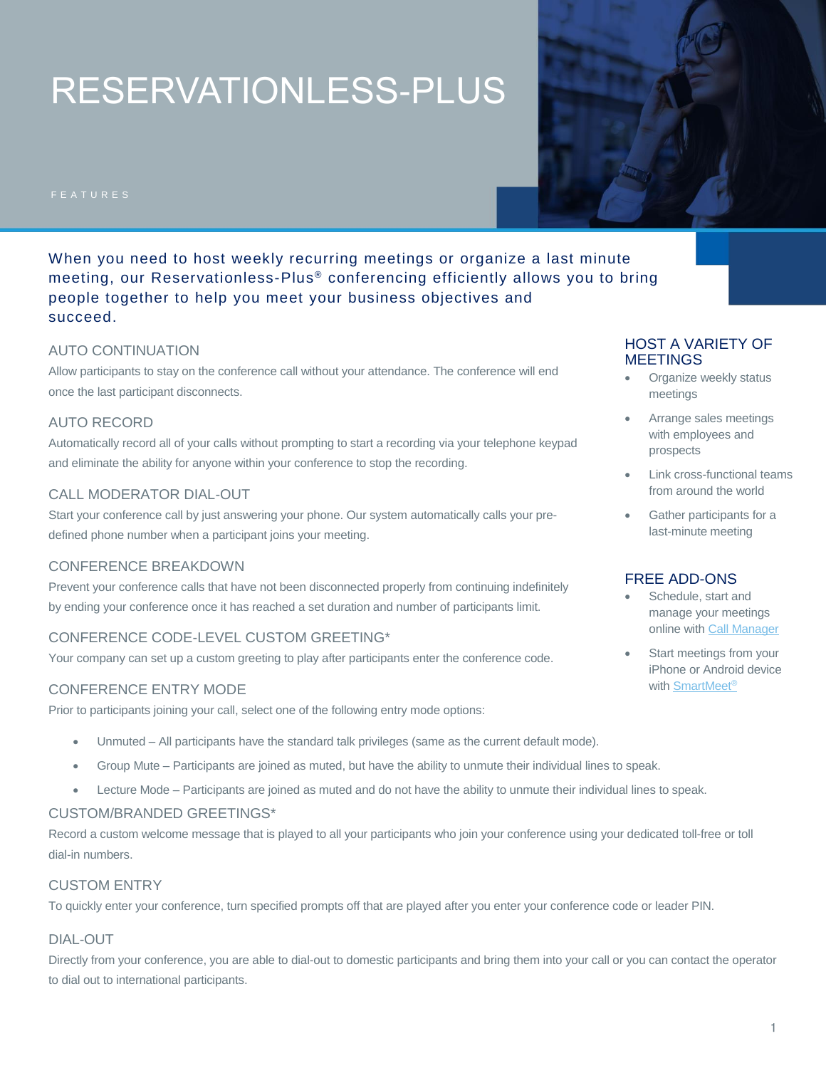# RESERVATIONLESS-PLUS

FEATURES

When you need to host weekly recurring meetings or organize a last minute meeting, our Reservationless-Plus® conferencing efficiently allows you to bring people together to help you meet your business objectives and succeed.

## AUTO CONTINUATION

Allow participants to stay on the conference call without your attendance. The conference will end once the last participant disconnects.

## AUTO RECORD

Automatically record all of your calls without prompting to start a recording via your telephone keypad and eliminate the ability for anyone within your conference to stop the recording.

## CALL MODERATOR DIAL-OUT

Start your conference call by just answering your phone. Our system automatically calls your pre-defined phone number when a participant joins your meeting.

## CONFERENCE BREAKDOWN

Prevent your conference calls that have not been disconnected properly from continuing indefinitely by ending your conference once it has reached a set duration and number of participants limit.

## CONFERENCE CODE-LEVEL CUSTOM GREETING*

Your company can set up a custom greeting to play after participants enter the conference code.

## CONFERENCE ENTRY MODE

Prior to participants joining your call, select one of the following entry mode options:

- Unmuted – All participants have the standard talk privileges (same as the current default mode).
- Group Mute – Participants are joined as muted, but have the ability to unmute their individual lines to speak.
- Lecture Mode – Participants are joined as muted and do not have the ability to unmute their individual lines to speak.

## CUSTOM/BRANDED GREETINGS*

Record a custom welcome message that is played to all your participants who join your conference using your dedicated toll-free or toll dial-in numbers.

## CUSTOM ENTRY

To quickly enter your conference, turn specified prompts off that are played after you enter your conference code or leader PIN.

## DIAL-OUT

Directly from your conference, you are able to dial-out to domestic participants and bring them into your call or you can contact the operator to dial out to international participants.

## HOST A VARIETY OF MEETINGS

- Organize weekly status meetings
- Arrange sales meetings with employees and prospects
- Link cross-functional teams from around the world
- Gather participants for a last-minute meeting

## FREE ADD-ONS

- Schedule, start and manage your meetings online with Call Manager
- Start meetings from your iPhone or Android device with SmartMeet®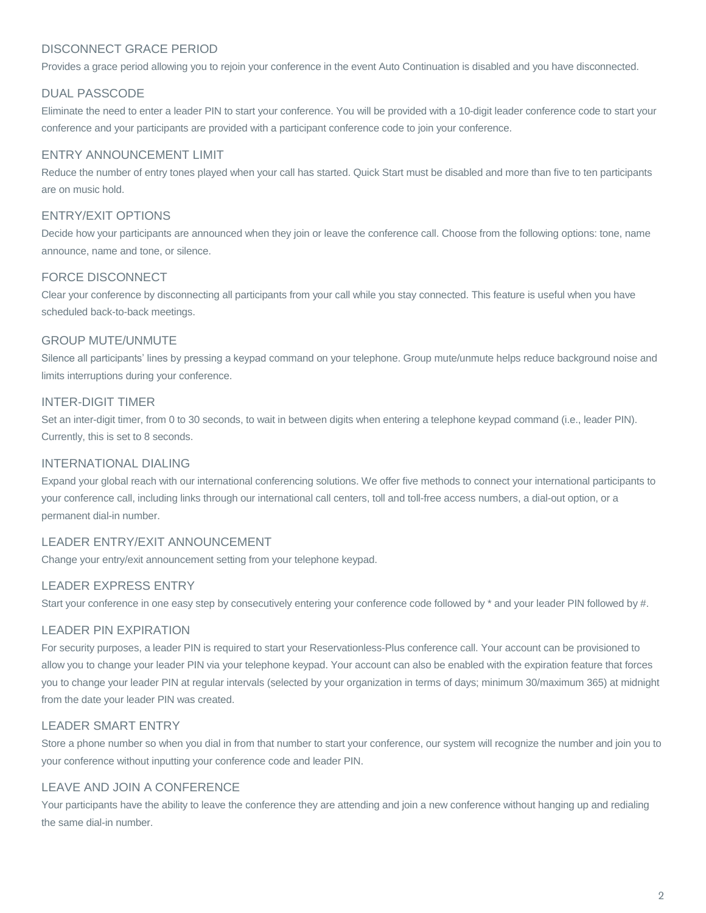## DISCONNECT GRACE PERIOD

Provides a grace period allowing you to rejoin your conference in the event Auto Continuation is disabled and you have disconnected.

## DUAL PASSCODE

Eliminate the need to enter a leader PIN to start your conference. You will be provided with a 10-digit leader conference code to start your conference and your participants are provided with a participant conference code to join your conference.

## ENTRY ANNOUNCEMENT LIMIT

Reduce the number of entry tones played when your call has started. Quick Start must be disabled and more than five to ten participants are on music hold.

## ENTRY/EXIT OPTIONS

Decide how your participants are announced when they join or leave the conference call. Choose from the following options: tone, name announce, name and tone, or silence.

## FORCE DISCONNECT

Clear your conference by disconnecting all participants from your call while you stay connected. This feature is useful when you have scheduled back-to-back meetings.

## GROUP MUTE/UNMUTE

Silence all participants' lines by pressing a keypad command on your telephone. Group mute/unmute helps reduce background noise and limits interruptions during your conference.

## INTER-DIGIT TIMER

Set an inter-digit timer, from 0 to 30 seconds, to wait in between digits when entering a telephone keypad command (i.e., leader PIN). Currently, this is set to 8 seconds.

## INTERNATIONAL DIALING

Expand your global reach with our international conferencing solutions. We offer five methods to connect your international participants to your conference call, including links through our international call centers, toll and toll-free access numbers, a dial-out option, or a permanent dial-in number.

## LEADER ENTRY/EXIT ANNOUNCEMENT

Change your entry/exit announcement setting from your telephone keypad.

## LEADER EXPRESS ENTRY

Start your conference in one easy step by consecutively entering your conference code followed by * and your leader PIN followed by #.

## LEADER PIN EXPIRATION

For security purposes, a leader PIN is required to start your Reservationless-Plus conference call. Your account can be provisioned to allow you to change your leader PIN via your telephone keypad. Your account can also be enabled with the expiration feature that forces you to change your leader PIN at regular intervals (selected by your organization in terms of days; minimum 30/maximum 365) at midnight from the date your leader PIN was created.

## LEADER SMART ENTRY

Store a phone number so when you dial in from that number to start your conference, our system will recognize the number and join you to your conference without inputting your conference code and leader PIN.

## LEAVE AND JOIN A CONFERENCE

Your participants have the ability to leave the conference they are attending and join a new conference without hanging up and redialing the same dial-in number.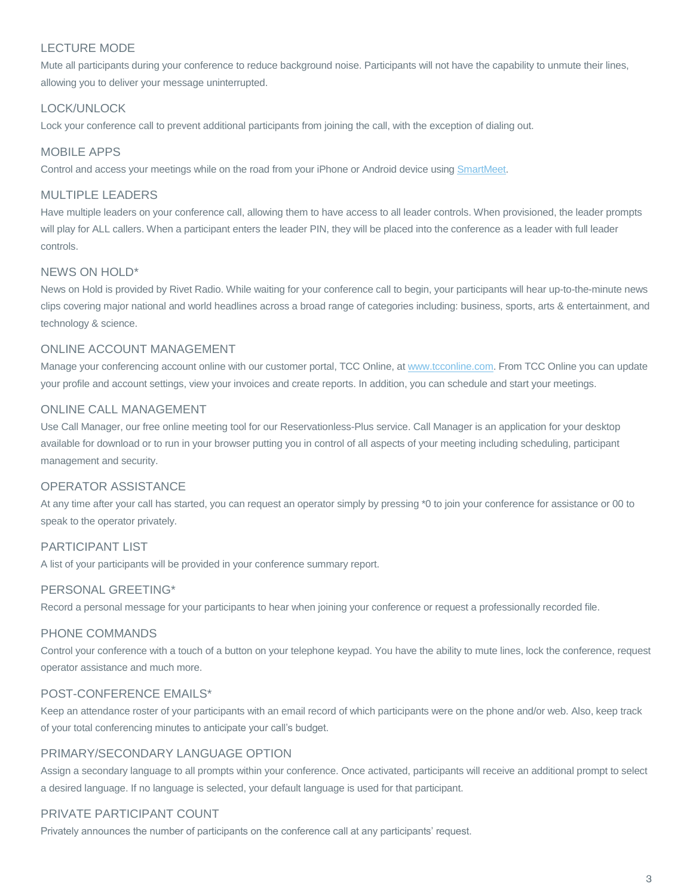### LECTURE MODE

Mute all participants during your conference to reduce background noise. Participants will not have the capability to unmute their lines, allowing you to deliver your message uninterrupted.

### LOCK/UNLOCK

Lock your conference call to prevent additional participants from joining the call, with the exception of dialing out.

### MOBILE APPS

Control and access your meetings while on the road from your iPhone or Android device using SmartMeet.

### MULTIPLE LEADERS

Have multiple leaders on your conference call, allowing them to have access to all leader controls. When provisioned, the leader prompts will play for ALL callers. When a participant enters the leader PIN, they will be placed into the conference as a leader with full leader controls.

### NEWS ON HOLD*

News on Hold is provided by Rivet Radio. While waiting for your conference call to begin, your participants will hear up-to-the-minute news clips covering major national and world headlines across a broad range of categories including: business, sports, arts & entertainment, and technology & science.

### ONLINE ACCOUNT MANAGEMENT

Manage your conferencing account online with our customer portal, TCC Online, at www.tcconline.com. From TCC Online you can update your profile and account settings, view your invoices and create reports. In addition, you can schedule and start your meetings.

### ONLINE CALL MANAGEMENT

Use Call Manager, our free online meeting tool for our Reservationless-Plus service. Call Manager is an application for your desktop available for download or to run in your browser putting you in control of all aspects of your meeting including scheduling, participant management and security.

### OPERATOR ASSISTANCE

At any time after your call has started, you can request an operator simply by pressing *0 to join your conference for assistance or 00 to speak to the operator privately.

### PARTICIPANT LIST

A list of your participants will be provided in your conference summary report.

### PERSONAL GREETING*

Record a personal message for your participants to hear when joining your conference or request a professionally recorded file.

### PHONE COMMANDS

Control your conference with a touch of a button on your telephone keypad. You have the ability to mute lines, lock the conference, request operator assistance and much more.

### POST-CONFERENCE EMAILS*

Keep an attendance roster of your participants with an email record of which participants were on the phone and/or web. Also, keep track of your total conferencing minutes to anticipate your call's budget.

### PRIMARY/SECONDARY LANGUAGE OPTION

Assign a secondary language to all prompts within your conference. Once activated, participants will receive an additional prompt to select a desired language. If no language is selected, your default language is used for that participant.

### PRIVATE PARTICIPANT COUNT

Privately announces the number of participants on the conference call at any participants' request.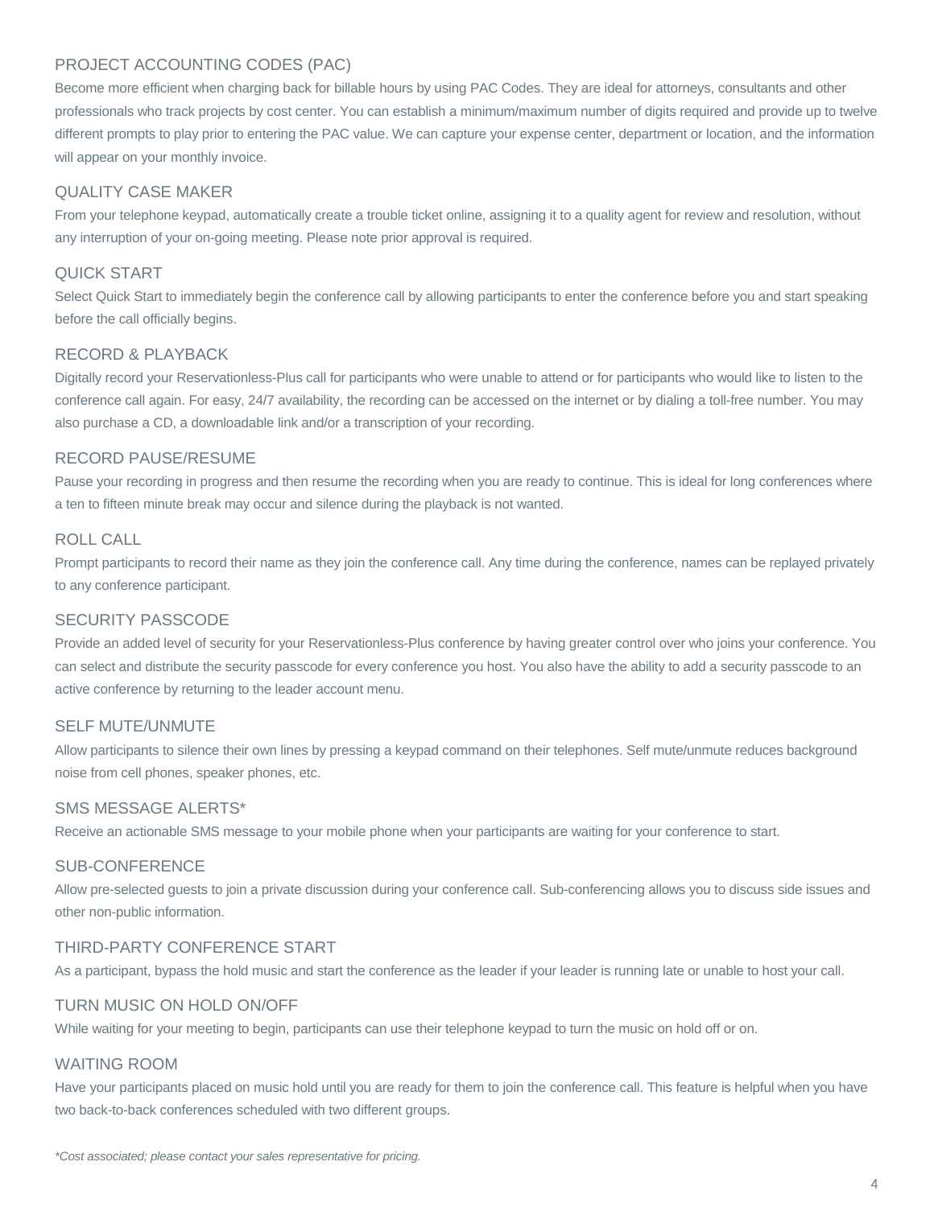## PROJECT ACCOUNTING CODES (PAC)

Become more efficient when charging back for billable hours by using PAC Codes. They are ideal for attorneys, consultants and other professionals who track projects by cost center. You can establish a minimum/maximum number of digits required and provide up to twelve different prompts to play prior to entering the PAC value. We can capture your expense center, department or location, and the information will appear on your monthly invoice.

## QUALITY CASE MAKER

From your telephone keypad, automatically create a trouble ticket online, assigning it to a quality agent for review and resolution, without any interruption of your on-going meeting. Please note prior approval is required.

## QUICK START

Select Quick Start to immediately begin the conference call by allowing participants to enter the conference before you and start speaking before the call officially begins.

## RECORD & PLAYBACK

Digitally record your Reservationless-Plus call for participants who were unable to attend or for participants who would like to listen to the conference call again. For easy, 24/7 availability, the recording can be accessed on the internet or by dialing a toll-free number. You may also purchase a CD, a downloadable link and/or a transcription of your recording.

## RECORD PAUSE/RESUME

Pause your recording in progress and then resume the recording when you are ready to continue. This is ideal for long conferences where a ten to fifteen minute break may occur and silence during the playback is not wanted.

## ROLL CALL

Prompt participants to record their name as they join the conference call. Any time during the conference, names can be replayed privately to any conference participant.

## SECURITY PASSCODE

Provide an added level of security for your Reservationless-Plus conference by having greater control over who joins your conference. You can select and distribute the security passcode for every conference you host. You also have the ability to add a security passcode to an active conference by returning to the leader account menu.

## SELF MUTE/UNMUTE

Allow participants to silence their own lines by pressing a keypad command on their telephones. Self mute/unmute reduces background noise from cell phones, speaker phones, etc.

## SMS MESSAGE ALERTS*

Receive an actionable SMS message to your mobile phone when your participants are waiting for your conference to start.

## SUB-CONFERENCE

Allow pre-selected guests to join a private discussion during your conference call. Sub-conferencing allows you to discuss side issues and other non-public information.

## THIRD-PARTY CONFERENCE START

As a participant, bypass the hold music and start the conference as the leader if your leader is running late or unable to host your call.

## TURN MUSIC ON HOLD ON/OFF

While waiting for your meeting to begin, participants can use their telephone keypad to turn the music on hold off or on.

## WAITING ROOM

Have your participants placed on music hold until you are ready for them to join the conference call. This feature is helpful when you have two back-to-back conferences scheduled with two different groups.

*\*Cost associated; please contact your sales representative for pricing.*